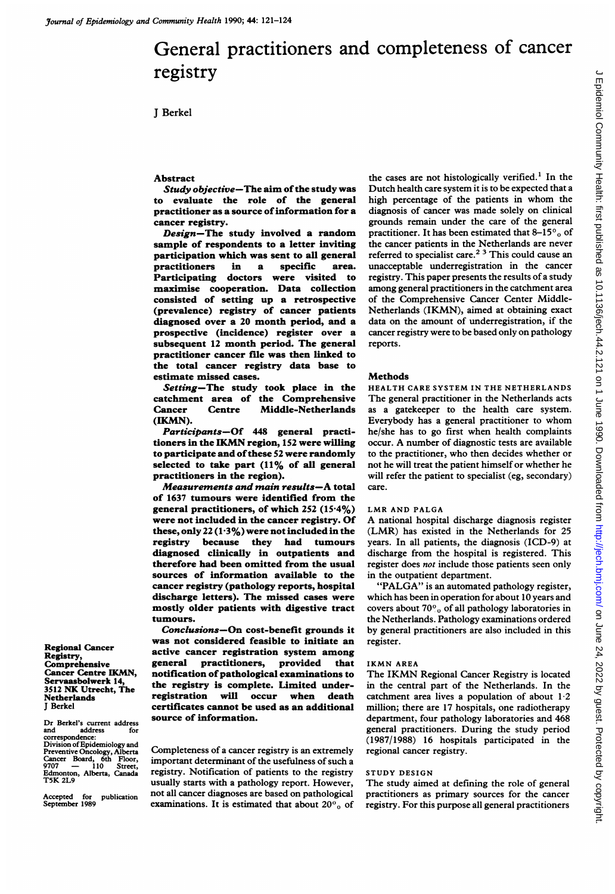# General practitioners and completeness of cancer registry

J Berkel

## Abstract

***Study objective*—The aim of the study was to evaluate the role of the general practitioner as a source of information for a cancer registry.**

***Design*—The study involved a random sample of respondents to a letter inviting participation which was sent to all general practitioners in a specific area. Participating doctors were visited to maximise cooperation. Data collection consisted of setting up a retrospective (prevalence) registry of cancer patients diagnosed over a 20 month period, and a prospective (incidence) register over a subsequent 12 month period. The general practitioner cancer file was then linked to the total cancer registry data base to estimate missed cases.**

***Setting*—The study took place in the catchment area of the Comprehensive Cancer Centre Middle-Netherlands (IKMN).**

***Participants*—Of 448 general practitioners in the IKMN region, 152 were willing to participate and of these 52 were randomly selected to take part (11% of all general practitioners in the region).**

***Measurements and main results*—A total of 1637 tumours were identified from the general practitioners, of which 252 (15·4%) were not included in the cancer registry. Of these, only 22 (1·3%) were not included in the registry because they had tumours diagnosed clinically in outpatients and therefore had been omitted from the usual sources of information available to the cancer registry (pathology reports, hospital discharge letters). The missed cases were mostly older patients with digestive tract tumours.**

***Conclusions*—On cost-benefit grounds it was not considered feasible to initiate an active cancer registration system among general practitioners, provided that notification of pathological examinations to the registry is complete. Limited underregistration will occur when death certificates cannot be used as an additional source of information.**

**Regional Cancer Registry, Comprehensive Cancer Centre IKMN, Servaasbolwerk 14, 3512 NK Utrecht, The Netherlands**
J Berkel

Dr Berkel's current address and address for correspondence: Division of Epidemiology and Preventive Oncology, Alberta Cancer Board, 6th Floor, 9707 — 110 Street, Edmonton, Alberta, Canada T5K 2L9

Accepted for publication September 1989

Completeness of a cancer registry is an extremely important determinant of the usefulness of such a registry. Notification of patients to the registry usually starts with a pathology report. However, not all cancer diagnoses are based on pathological examinations. It is estimated that about 20% of the cases are not histologically verified.[1] In the Dutch health care system it is to be expected that a high percentage of the patients in whom the diagnosis of cancer was made solely on clinical grounds remain under the care of the general practitioner. It has been estimated that 8–15% of the cancer patients in the Netherlands are never referred to specialist care.[2,3] This could cause an unacceptable underregistration in the cancer registry. This paper presents the results of a study among general practitioners in the catchment area of the Comprehensive Cancer Center Middle-Netherlands (IKMN), aimed at obtaining exact data on the amount of underregistration, if the cancer registry were to be based only on pathology reports.

## Methods

### HEALTH CARE SYSTEM IN THE NETHERLANDS

The general practitioner in the Netherlands acts as a gatekeeper to the health care system. Everybody has a general practitioner to whom he/she has to go first when health complaints occur. A number of diagnostic tests are available to the practitioner, who then decides whether or not he will treat the patient himself or whether he will refer the patient to specialist (eg, secondary) care.

### LMR AND PALGA

A national hospital discharge diagnosis register (LMR) has existed in the Netherlands for 25 years. In all patients, the diagnosis (ICD-9) at discharge from the hospital is registered. This register does *not* include those patients seen only in the outpatient department.

"PALGA" is an automated pathology register, which has been in operation for about 10 years and covers about 70% of all pathology laboratories in the Netherlands. Pathology examinations ordered by general practitioners are also included in this register.

### IKMN AREA

The IKMN Regional Cancer Registry is located in the central part of the Netherlands. In the catchment area lives a population of about 1·2 million; there are 17 hospitals, one radiotherapy department, four pathology laboratories and 468 general practitioners. During the study period (1987/1988) 16 hospitals participated in the regional cancer registry.

### STUDY DESIGN

The study aimed at defining the role of general practitioners as primary sources for the cancer registry. For this purpose all general practitioners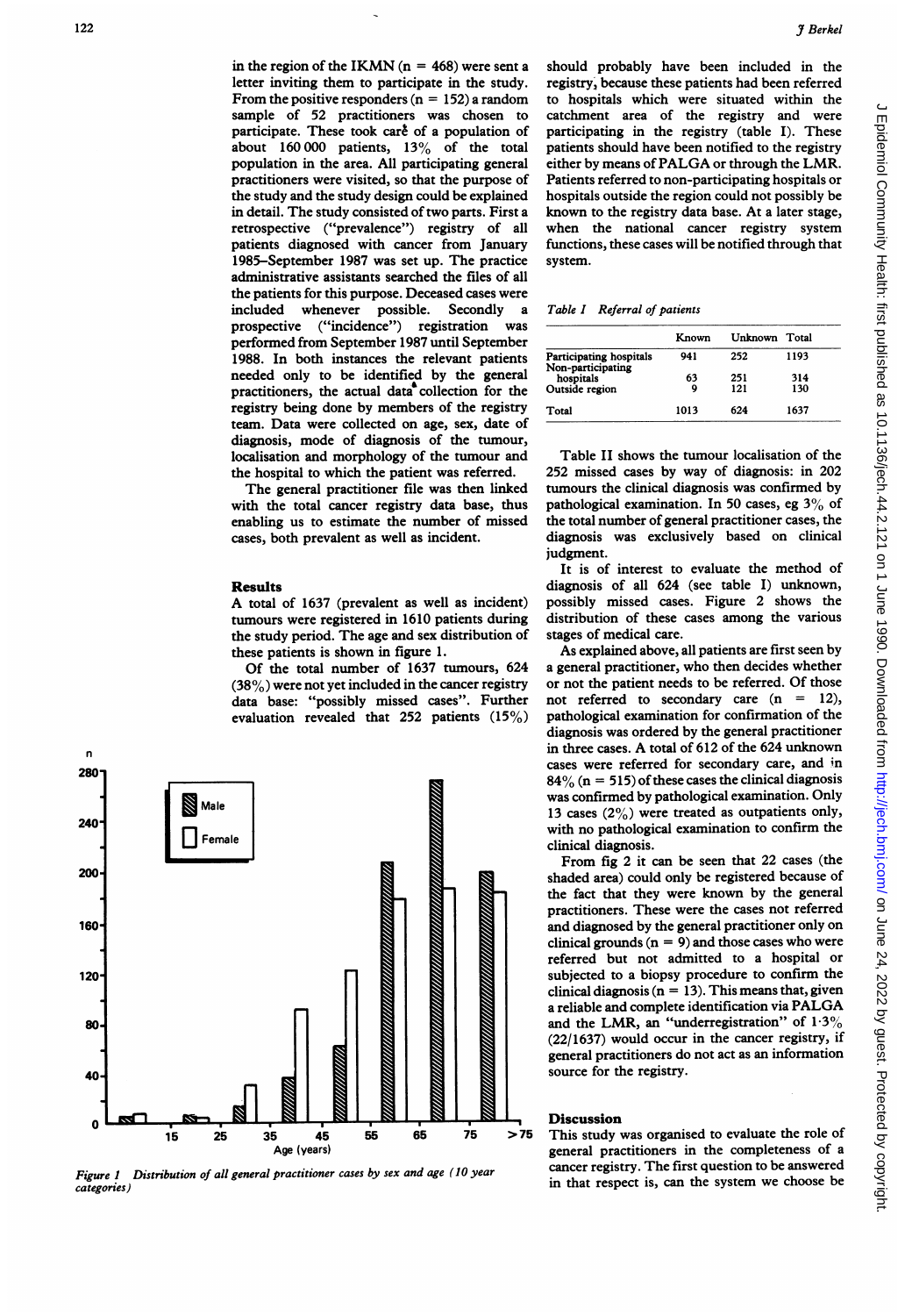in the region of the IKMN (n = 468) were sent a letter inviting them to participate in the study. From the positive responders (n = 152) a random sample of 52 practitioners was chosen to participate. These took care of a population of about 160 000 patients, 13% of the total population in the area. All participating general practitioners were visited, so that the purpose of the study and the study design could be explained in detail. The study consisted of two parts. First a retrospective ("prevalence") registry of all patients diagnosed with cancer from January 1985–September 1987 was set up. The practice administrative assistants searched the files of all the patients for this purpose. Deceased cases were included whenever possible. Secondly a prospective ("incidence") registration was performed from September 1987 until September 1988. In both instances the relevant patients needed only to be identified by the general practitioners, the actual data collection for the registry being done by members of the registry team. Data were collected on age, sex, date of diagnosis, mode of diagnosis of the tumour, localisation and morphology of the tumour and the hospital to which the patient was referred.

The general practitioner file was then linked with the total cancer registry data base, thus enabling us to estimate the number of missed cases, both prevalent as well as incident.

## Results

A total of 1637 (prevalent as well as incident) tumours were registered in 1610 patients during the study period. The age and sex distribution of these patients is shown in figure 1.

Of the total number of 1637 tumours, 624 (38%) were not yet included in the cancer registry data base: "possibly missed cases". Further evaluation revealed that 252 patients (15%) should probably have been included in the registry, because these patients had been referred to hospitals which were situated within the catchment area of the registry and were participating in the registry (table I). These patients should have been notified to the registry either by means of PALGA or through the LMR. Patients referred to non-participating hospitals or hospitals outside the region could not possibly be known to the registry data base. At a later stage, when the national cancer registry system functions, these cases will be notified through that system.

*Figure 1 Distribution of all general practitioner cases by sex and age (10 year categories)*

*Table I Referral of patients*

| | Known | Unknown | Total |
|---|---|---|---|
| Participating hospitals | 941 | 252 | 1193 |
| Non-participating hospitals | 63 | 251 | 314 |
| Outside region | 9 | 121 | 130 |
| Total | 1013 | 624 | 1637 |

Table II shows the tumour localisation of the 252 missed cases by way of diagnosis: in 202 tumours the clinical diagnosis was confirmed by pathological examination. In 50 cases, eg 3% of the total number of general practitioner cases, the diagnosis was exclusively based on clinical judgment.

It is of interest to evaluate the method of diagnosis of all 624 (see table I) unknown, possibly missed cases. Figure 2 shows the distribution of these cases among the various stages of medical care.

As explained above, all patients are first seen by a general practitioner, who then decides whether or not the patient needs to be referred. Of those not referred to secondary care (n = 12), pathological examination for confirmation of the diagnosis was ordered by the general practitioner in three cases. A total of 612 of the 624 unknown cases were referred for secondary care, and in 84% (n = 515) of these cases the clinical diagnosis was confirmed by pathological examination. Only 13 cases (2%) were treated as outpatients only, with no pathological examination to confirm the clinical diagnosis.

From fig 2 it can be seen that 22 cases (the shaded area) could only be registered because of the fact that they were known by the general practitioners. These were the cases not referred and diagnosed by the general practitioner only on clinical grounds (n = 9) and those cases who were referred but not admitted to a hospital or subjected to a biopsy procedure to confirm the clinical diagnosis (n = 13). This means that, given a reliable and complete identification via PALGA and the LMR, an "underregistration" of 1·3% (22/1637) would occur in the cancer registry, if general practitioners do not act as an information source for the registry.

## Discussion

This study was organised to evaluate the role of general practitioners in the completeness of a cancer registry. The first question to be answered in that respect is, can the system we choose be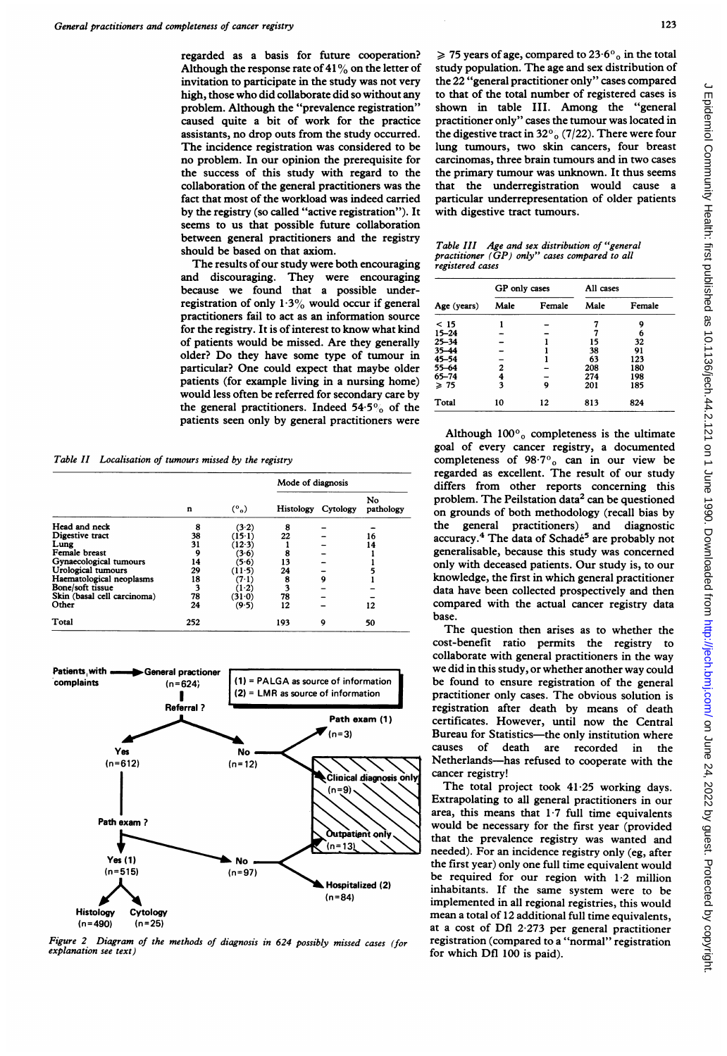regarded as a basis for future cooperation? Although the response rate of 41% on the letter of invitation to participate in the study was not very high, those who did collaborate did so without any problem. Although the "prevalence registration" caused quite a bit of work for the practice assistants, no drop outs from the study occurred. The incidence registration was considered to be no problem. In our opinion the prerequisite for the success of this study with regard to the collaboration of the general practitioners was the fact that most of the workload was indeed carried by the registry (so called "active registration"). It seems to us that possible future collaboration between general practitioners and the registry should be based on that axiom.

The results of our study were both encouraging and discouraging. They were encouraging because we found that a possible underregistration of only 1·3% would occur if general practitioners fail to act as an information source for the registry. It is of interest to know what kind of patients would be missed. Are they generally older? Do they have some type of tumour in particular? One could expect that maybe older patients (for example living in a nursing home) would less often be referred for secondary care by the general practitioners. Indeed 54·5% of the patients seen only by general practitioners were

*Table II Localisation of tumours missed by the registry*

| | n | (%) | Mode of diagnosis | | |
|---|---|---|---|---|---|
| | | | Histology | Cytology | No pathology |
| Head and neck | 8 | (3·2) | 8 | – | – |
| Digestive tract | 38 | (15·1) | 22 | – | 16 |
| Lung | 31 | (12·3) | 1 | – | 14 |
| Female breast | 9 | (3·6) | 8 | – | 1 |
| Gynaecological tumours | 14 | (5·6) | 13 | – | 1 |
| Urological tumours | 29 | (11·5) | 24 | – | 5 |
| Haematological neoplasms | 18 | (7·1) | 8 | 9 | 1 |
| Bone/soft tissue | 3 | (1·2) | 3 | – | – |
| Skin (basal cell carcinoma) | 78 | (31·0) | 78 | – | – |
| Other | 24 | (9·5) | 12 | – | 12 |
| Total | 252 | | 193 | 9 | 50 |

Patients with complaints → General practioner (n=624) → Referral? → Yes (n=612) → Path exam? → Yes (1) (n=515) → Histology (n=490), Cytology (n=25); No (n=97) → Hospitalized (2) (n=84), Outpatient only (n=13). Referral No (n=12) → Path exam (1) (n=3), Clinical diagnosis only (n=9).

(1) = PALGA as source of information
(2) = LMR as source of information

*Figure 2 Diagram of the methods of diagnosis in 624 possibly missed cases (for explanation see text)*

≥ 75 years of age, compared to 23·6% in the total study population. The age and sex distribution of the 22 "general practitioner only" cases compared to that of the total number of registered cases is shown in table III. Among the "general practitioner only" cases the tumour was located in the digestive tract in 32% (7/22). There were four lung tumours, two skin cancers, four breast carcinomas, three brain tumours and in two cases the primary tumour was unknown. It thus seems that the underregistration would cause a particular underrepresentation of older patients with digestive tract tumours.

*Table III Age and sex distribution of "general practitioner (GP) only" cases compared to all registered cases*

| Age (years) | GP only cases | | All cases | |
|---|---|---|---|---|
| | Male | Female | Male | Female |
| < 15 | 1 | – | 7 | 9 |
| 15–24 | – | – | 7 | 6 |
| 25–34 | – | 1 | 15 | 32 |
| 35–44 | – | 1 | 38 | 91 |
| 45–54 | – | 1 | 63 | 123 |
| 55–64 | 2 | – | 208 | 180 |
| 65–74 | 4 | – | 274 | 198 |
| ≥ 75 | 3 | 9 | 201 | 185 |
| Total | 10 | 12 | 813 | 824 |

Although 100% completeness is the ultimate goal of every cancer registry, a documented completeness of 98·7% can in our view be regarded as excellent. The result of our study differs from other reports concerning this problem. The Peilstation data[2] can be questioned on grounds of both methodology (recall bias by the general practitioners) and diagnostic accuracy.[4] The data of Schadé[5] are probably not generalisable, because this study was concerned only with deceased patients. Our study is, to our knowledge, the first in which general practitioner data have been collected prospectively and then compared with the actual cancer registry data base.

The question then arises as to whether the cost-benefit ratio permits the registry to collaborate with general practitioners in the way we did in this study, or whether another way could be found to ensure registration of the general practitioner only cases. The obvious solution is registration after death by means of death certificates. However, until now the Central Bureau for Statistics—the only institution where causes of death are recorded in the Netherlands—has refused to cooperate with the cancer registry!

The total project took 41·25 working days. Extrapolating to all general practitioners in our area, this means that 1·7 full time equivalents would be necessary for the first year (provided that the prevalence registry was wanted and needed). For an incidence registry only (eg, after the first year) only one full time equivalent would be required for our region with 1·2 million inhabitants. If the same system were to be implemented in all regional registries, this would mean a total of 12 additional full time equivalents, at a cost of Dfl 2·273 per general practitioner registration (compared to a "normal" registration for which Dfl 100 is paid).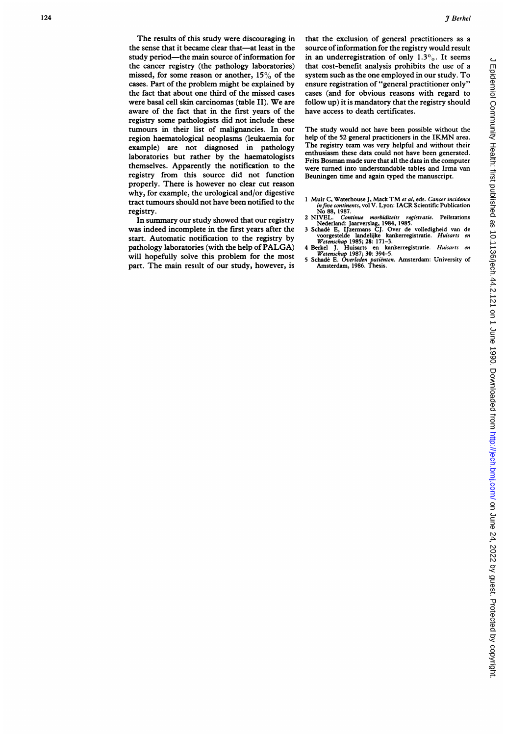The results of this study were discouraging in the sense that it became clear that—at least in the study period—the main source of information for the cancer registry (the pathology laboratories) missed, for some reason or another, 15% of the cases. Part of the problem might be explained by the fact that about one third of the missed cases were basal cell skin carcinomas (table II). We are aware of the fact that in the first years of the registry some pathologists did not include these tumours in their list of malignancies. In our region haematological neoplasms (leukaemia for example) are not diagnosed in pathology laboratories but rather by the haematologists themselves. Apparently the notification to the registry from this source did not function properly. There is however no clear cut reason why, for example, the urological and/or digestive tract tumours should not have been notified to the registry.

In summary our study showed that our registry was indeed incomplete in the first years after the start. Automatic notification to the registry by pathology laboratories (with the help of PALGA) will hopefully solve this problem for the most part. The main result of our study, however, is that the exclusion of general practitioners as a source of information for the registry would result in an underregistration of only 1.3%. It seems that cost-benefit analysis prohibits the use of a system such as the one employed in our study. To ensure registration of "general practitioner only" cases (and for obvious reasons with regard to follow up) it is mandatory that the registry should have access to death certificates.

The study would not have been possible without the help of the 52 general practitioners in the IKMN area. The registry team was very helpful and without their enthusiasm these data could not have been generated. Frits Bosman made sure that all the data in the computer were turned into understandable tables and Irma van Beuningen time and again typed the manuscript.

1 Muir C, Waterhouse J, Mack TM *et al*, eds. *Cancer incidence in five continents*, vol V. Lyon: IACR Scientific Publication No 88, 1987.
2 NIVEL. *Continue morbiditeits registratie*. Peilstations Nederland: Jaarverslag, 1984, 1985.
3 Schadé E, IJzermans CJ. Over de volledigheid van de voorgestelde landelijke kankerregistratie. *Huisarts en Wetenschap* 1985; **28**: 171–3.
4 Berkel J. Huisarts en kankerregistratie. *Huisarts en Wetenschap* 1987; **30**: 394–5.
5 Schadé E. *Overleden patiënten*. Amsterdam: University of Amsterdam, 1986. Thesis.